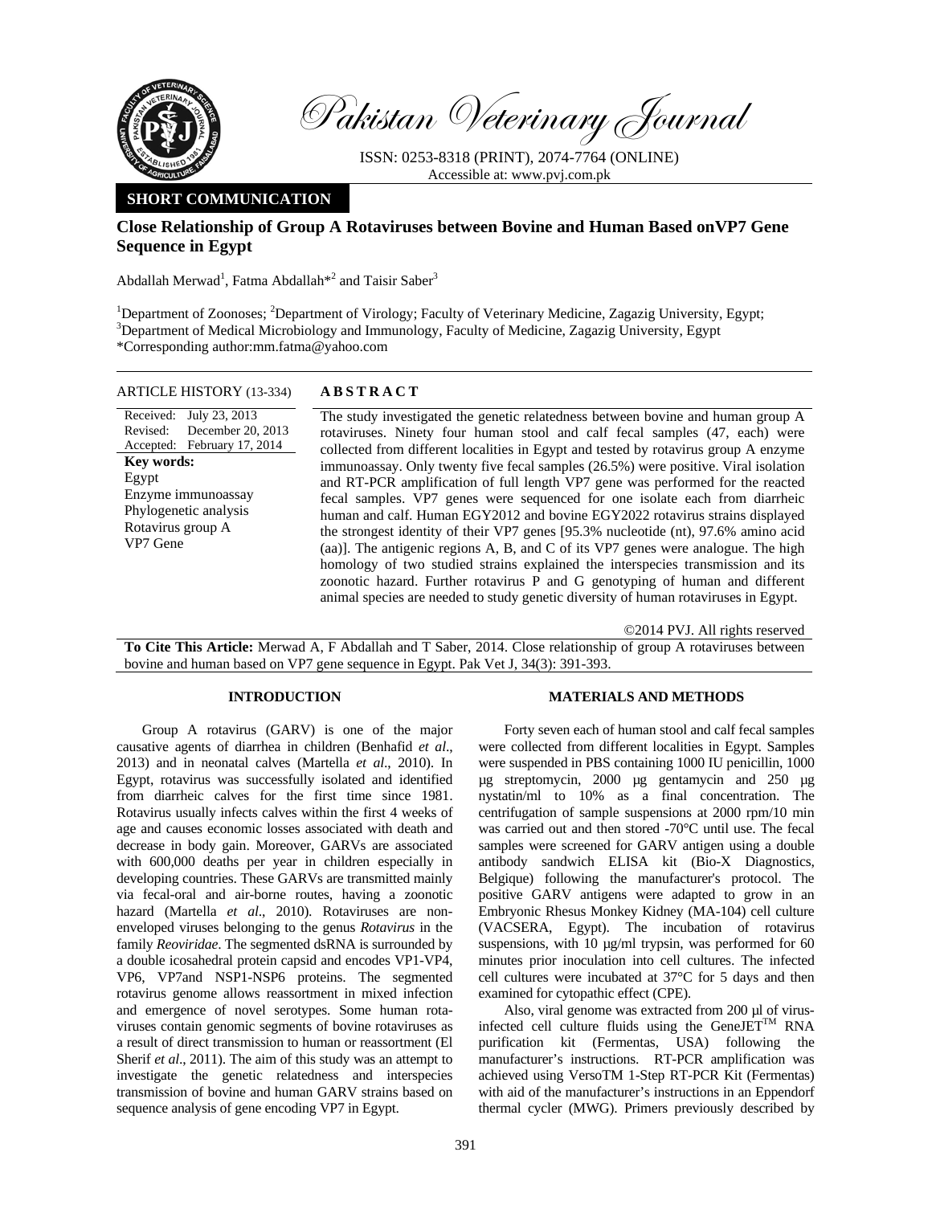Pakistan Veterinary Journal

ISSN: 0253-8318 (PRINT), 2074-7764 (ONLINE)
Accessible at: www.pvj.com.pk

**SHORT COMMUNICATION**

# Close Relationship of Group A Rotaviruses between Bovine and Human Based onVP7 Gene Sequence in Egypt

Abdallah Merwad[1], Fatma Abdallah*[2] and Taisir Saber[3]

[1]Department of Zoonoses; [2]Department of Virology; Faculty of Veterinary Medicine, Zagazig University, Egypt;
[3]Department of Medical Microbiology and Immunology, Faculty of Medicine, Zagazig University, Egypt
*Corresponding author:mm.fatma@yahoo.com

**ARTICLE HISTORY** (13-334)

Received: July 23, 2013
Revised: December 20, 2013
Accepted: February 17, 2014

**Key words:**
Egypt
Enzyme immunoassay
Phylogenetic analysis
Rotavirus group A
VP7 Gene

## ABSTRACT

The study investigated the genetic relatedness between bovine and human group A rotaviruses. Ninety four human stool and calf fecal samples (47, each) were collected from different localities in Egypt and tested by rotavirus group A enzyme immunoassay. Only twenty five fecal samples (26.5%) were positive. Viral isolation and RT-PCR amplification of full length VP7 gene was performed for the reacted fecal samples. VP7 genes were sequenced for one isolate each from diarrheic human and calf. Human EGY2012 and bovine EGY2022 rotavirus strains displayed the strongest identity of their VP7 genes [95.3% nucleotide (nt), 97.6% amino acid (aa)]. The antigenic regions A, B, and C of its VP7 genes were analogue. The high homology of two studied strains explained the interspecies transmission and its zoonotic hazard. Further rotavirus P and G genotyping of human and different animal species are needed to study genetic diversity of human rotaviruses in Egypt.

©2014 PVJ. All rights reserved

**To Cite This Article:** Merwad A, F Abdallah and T Saber, 2014. Close relationship of group A rotaviruses between bovine and human based on VP7 gene sequence in Egypt. Pak Vet J, 34(3): 391-393.

## INTRODUCTION

Group A rotavirus (GARV) is one of the major causative agents of diarrhea in children (Benhafid *et al*., 2013) and in neonatal calves (Martella *et al*., 2010). In Egypt, rotavirus was successfully isolated and identified from diarrheic calves for the first time since 1981. Rotavirus usually infects calves within the first 4 weeks of age and causes economic losses associated with death and decrease in body gain. Moreover, GARVs are associated with 600,000 deaths per year in children especially in developing countries. These GARVs are transmitted mainly via fecal-oral and air-borne routes, having a zoonotic hazard (Martella *et al*., 2010). Rotaviruses are non-enveloped viruses belonging to the genus *Rotavirus* in the family *Reoviridae*. The segmented dsRNA is surrounded by a double icosahedral protein capsid and encodes VP1-VP4, VP6, VP7and NSP1-NSP6 proteins. The segmented rotavirus genome allows reassortment in mixed infection and emergence of novel serotypes. Some human rotaviruses contain genomic segments of bovine rotaviruses as a result of direct transmission to human or reassortment (El Sherif *et al*., 2011). The aim of this study was an attempt to investigate the genetic relatedness and interspecies transmission of bovine and human GARV strains based on sequence analysis of gene encoding VP7 in Egypt.

## MATERIALS AND METHODS

Forty seven each of human stool and calf fecal samples were collected from different localities in Egypt. Samples were suspended in PBS containing 1000 IU penicillin, 1000 µg streptomycin, 2000 µg gentamycin and 250 µg nystatin/ml to 10% as a final concentration. The centrifugation of sample suspensions at 2000 rpm/10 min was carried out and then stored -70°C until use. The fecal samples were screened for GARV antigen using a double antibody sandwich ELISA kit (Bio-X Diagnostics, Belgique) following the manufacturer's protocol. The positive GARV antigens were adapted to grow in an Embryonic Rhesus Monkey Kidney (MA-104) cell culture (VACSERA, Egypt). The incubation of rotavirus suspensions, with 10 µg/ml trypsin, was performed for 60 minutes prior inoculation into cell cultures. The infected cell cultures were incubated at 37°C for 5 days and then examined for cytopathic effect (CPE).

Also, viral genome was extracted from 200 µl of virus-infected cell culture fluids using the GeneJET™ RNA purification kit (Fermentas, USA) following the manufacturer's instructions. RT-PCR amplification was achieved using VersoTM 1-Step RT-PCR Kit (Fermentas) with aid of the manufacturer's instructions in an Eppendorf thermal cycler (MWG). Primers previously described by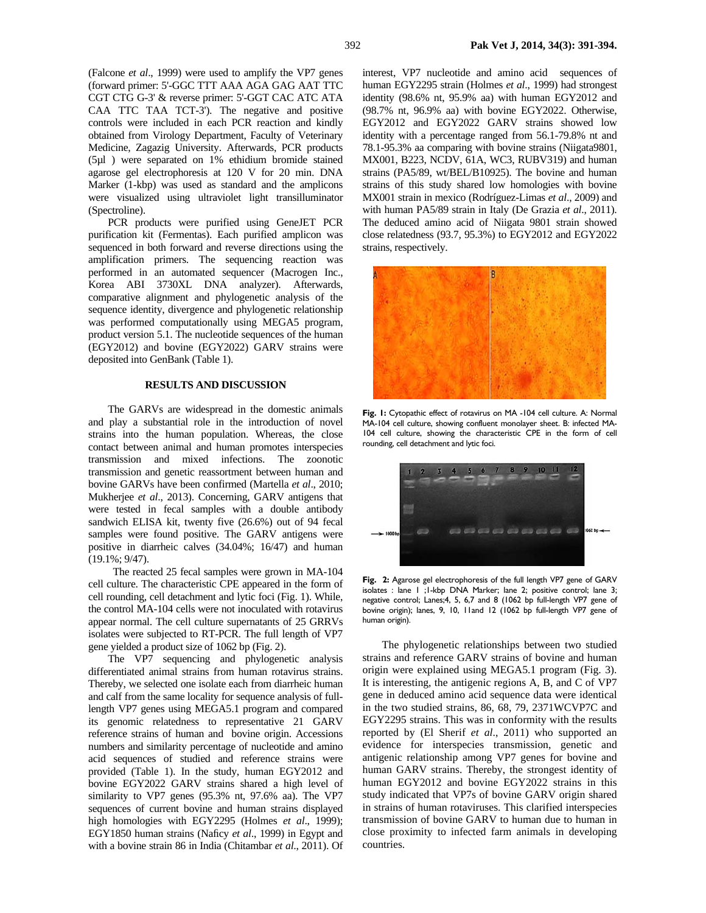(Falcone *et al*., 1999) were used to amplify the VP7 genes (forward primer: 5'-GGC TTT AAA AGA GAG AAT TTC CGT CTG G-3' & reverse primer: 5'-GGT CAC ATC ATA CAA TTC TAA TCT-3'). The negative and positive controls were included in each PCR reaction and kindly obtained from Virology Department, Faculty of Veterinary Medicine, Zagazig University. Afterwards, PCR products (5µl ) were separated on 1% ethidium bromide stained agarose gel electrophoresis at 120 V for 20 min. DNA Marker (1-kbp) was used as standard and the amplicons were visualized using ultraviolet light transilluminator (Spectroline).

PCR products were purified using GeneJET PCR purification kit (Fermentas). Each purified amplicon was sequenced in both forward and reverse directions using the amplification primers. The sequencing reaction was performed in an automated sequencer (Macrogen Inc., Korea ABI 3730XL DNA analyzer). Afterwards, comparative alignment and phylogenetic analysis of the sequence identity, divergence and phylogenetic relationship was performed computationally using MEGA5 program, product version 5.1. The nucleotide sequences of the human (EGY2012) and bovine (EGY2022) GARV strains were deposited into GenBank (Table 1).

## RESULTS AND DISCUSSION

The GARVs are widespread in the domestic animals and play a substantial role in the introduction of novel strains into the human population. Whereas, the close contact between animal and human promotes interspecies transmission and mixed infections. The zoonotic transmission and genetic reassortment between human and bovine GARVs have been confirmed (Martella *et al*., 2010; Mukherjee *et al*., 2013). Concerning, GARV antigens that were tested in fecal samples with a double antibody sandwich ELISA kit, twenty five (26.6%) out of 94 fecal samples were found positive. The GARV antigens were positive in diarrheic calves (34.04%; 16/47) and human (19.1%; 9/47).

The reacted 25 fecal samples were grown in MA-104 cell culture. The characteristic CPE appeared in the form of cell rounding, cell detachment and lytic foci (Fig. 1). While, the control MA-104 cells were not inoculated with rotavirus appear normal. The cell culture supernatants of 25 GRRVs isolates were subjected to RT-PCR. The full length of VP7 gene yielded a product size of 1062 bp (Fig. 2).

The VP7 sequencing and phylogenetic analysis differentiated animal strains from human rotavirus strains. Thereby, we selected one isolate each from diarrheic human and calf from the same locality for sequence analysis of full-length VP7 genes using MEGA5.1 program and compared its genomic relatedness to representative 21 GARV reference strains of human and bovine origin. Accessions numbers and similarity percentage of nucleotide and amino acid sequences of studied and reference strains were provided (Table 1). In the study, human EGY2012 and bovine EGY2022 GARV strains shared a high level of similarity to VP7 genes (95.3% nt, 97.6% aa). The VP7 sequences of current bovine and human strains displayed high homologies with EGY2295 (Holmes *et al*., 1999); EGY1850 human strains (Naficy *et al*., 1999) in Egypt and with a bovine strain 86 in India (Chitambar *et al*., 2011). Of interest, VP7 nucleotide and amino acid sequences of human EGY2295 strain (Holmes *et al*., 1999) had strongest identity (98.6% nt, 95.9% aa) with human EGY2012 and (98.7% nt, 96.9% aa) with bovine EGY2022. Otherwise, EGY2012 and EGY2022 GARV strains showed low identity with a percentage ranged from 56.1-79.8% nt and 78.1-95.3% aa comparing with bovine strains (Niigata9801, MX001, B223, NCDV, 61A, WC3, RUBV319) and human strains (PA5/89, wt/BEL/B10925). The bovine and human strains of this study shared low homologies with bovine MX001 strain in mexico (Rodríguez-Limas *et al*., 2009) and with human PA5/89 strain in Italy (De Grazia *et al*., 2011). The deduced amino acid of Niigata 9801 strain showed close relatedness (93.7, 95.3%) to EGY2012 and EGY2022 strains, respectively.

**Fig. 1:** Cytopathic effect of rotavirus on MA -104 cell culture. A: Normal MA-104 cell culture, showing confluent monolayer sheet. B: infected MA-104 cell culture, showing the characteristic CPE in the form of cell rounding, cell detachment and lytic foci.

**Fig. 2:** Agarose gel electrophoresis of the full length VP7 gene of GARV isolates : lane 1 ;1-kbp DNA Marker; lane 2; positive control; lane 3; negative control; Lanes;4, 5, 6,7 and 8 (1062 bp full-length VP7 gene of bovine origin); lanes, 9, 10, 11and 12 (1062 bp full-length VP7 gene of human origin).

The phylogenetic relationships between two studied strains and reference GARV strains of bovine and human origin were explained using MEGA5.1 program (Fig. 3). It is interesting, the antigenic regions A, B, and C of VP7 gene in deduced amino acid sequence data were identical in the two studied strains, 86, 68, 79, 2371WCVP7C and EGY2295 strains. This was in conformity with the results reported by (El Sherif *et al*., 2011) who supported an evidence for interspecies transmission, genetic and antigenic relationship among VP7 genes for bovine and human GARV strains. Thereby, the strongest identity of human EGY2012 and bovine EGY2022 strains in this study indicated that VP7s of bovine GARV origin shared in strains of human rotaviruses. This clarified interspecies transmission of bovine GARV to human due to human in close proximity to infected farm animals in developing countries.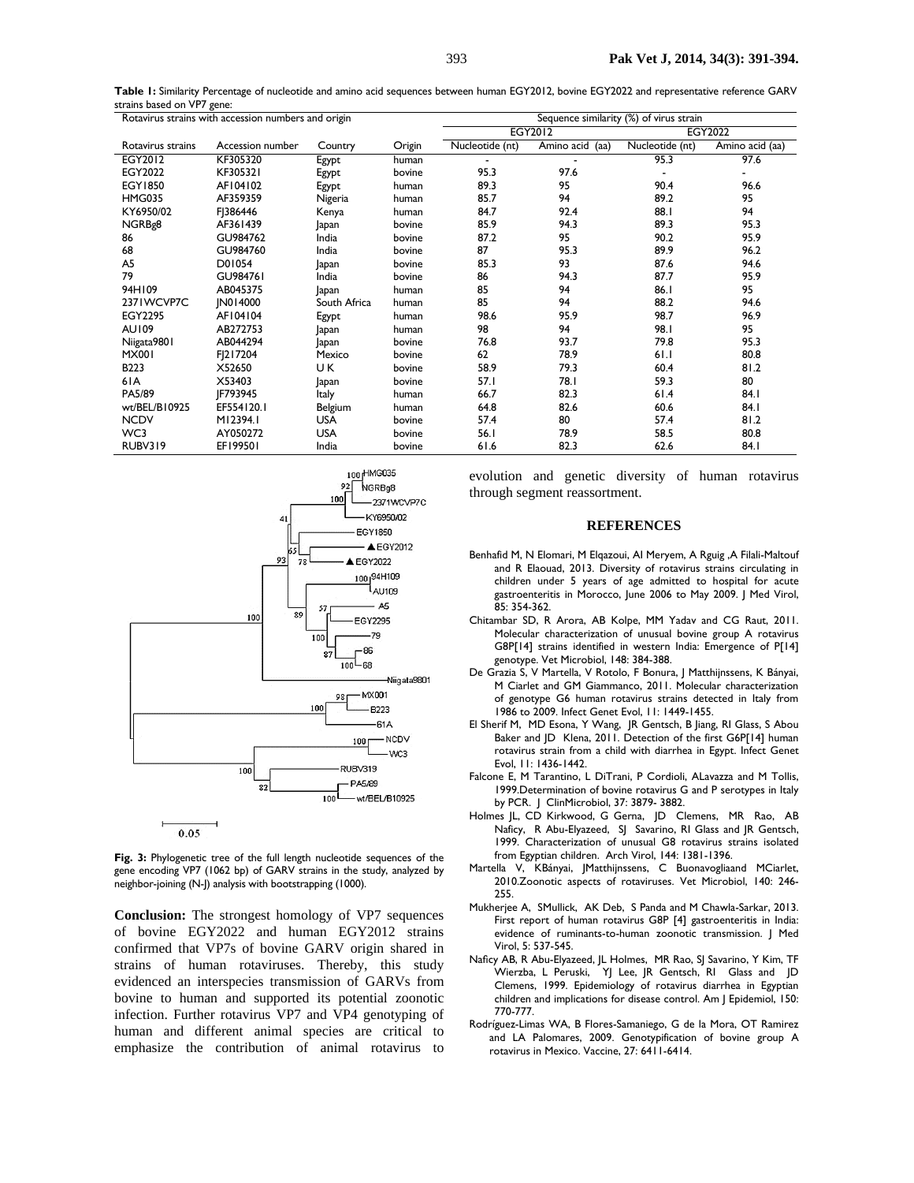**Table 1:** Similarity Percentage of nucleotide and amino acid sequences between human EGY2012, bovine EGY2022 and representative reference GARV strains based on VP7 gene:

| Rotavirus strains with accession numbers and origin | | | | Sequence similarity (%) of virus strain | | | |
|---|---|---|---|---|---|---|---|
| | | | | EGY2012 | | EGY2022 | |
| Rotavirus strains | Accession number | Country | Origin | Nucleotide (nt) | Amino acid (aa) | Nucleotide (nt) | Amino acid (aa) |
| EGY2012 | KF305320 | Egypt | human | - | - | 95.3 | 97.6 |
| EGY2022 | KF305321 | Egypt | bovine | 95.3 | 97.6 | - | - |
| EGY1850 | AF104102 | Egypt | human | 89.3 | 95 | 90.4 | 96.6 |
| HMG035 | AF359359 | Nigeria | human | 85.7 | 94 | 89.2 | 95 |
| KY6950/02 | FJ386446 | Kenya | human | 84.7 | 92.4 | 88.1 | 94 |
| NGRBg8 | AF361439 | Japan | bovine | 85.9 | 94.3 | 89.3 | 95.3 |
| 86 | GU984762 | India | bovine | 87.2 | 95 | 90.2 | 95.9 |
| 68 | GU984760 | India | bovine | 87 | 95.3 | 89.9 | 96.2 |
| A5 | D01054 | Japan | bovine | 85.3 | 93 | 87.6 | 94.6 |
| 79 | GU984761 | India | bovine | 86 | 94.3 | 87.7 | 95.9 |
| 94H109 | AB045375 | Japan | human | 85 | 94 | 86.1 | 95 |
| 2371WCVP7C | JN014000 | South Africa | human | 85 | 94 | 88.2 | 94.6 |
| EGY2295 | AF104104 | Egypt | human | 98.6 | 95.9 | 98.7 | 96.9 |
| AU109 | AB272753 | Japan | human | 98 | 94 | 98.1 | 95 |
| Niigata9801 | AB044294 | Japan | bovine | 76.8 | 93.7 | 79.8 | 95.3 |
| MX001 | FJ217204 | Mexico | bovine | 62 | 78.9 | 61.1 | 80.8 |
| B223 | X52650 | UK | bovine | 58.9 | 79.3 | 60.4 | 81.2 |
| 61A | X53403 | Japan | bovine | 57.1 | 78.1 | 59.3 | 80 |
| PA5/89 | JF793945 | Italy | human | 66.7 | 82.3 | 61.4 | 84.1 |
| wt/BEL/B10925 | EF554120.1 | Belgium | human | 64.8 | 82.6 | 60.6 | 84.1 |
| NCDV | M12394.1 | USA | bovine | 57.4 | 80 | 57.4 | 81.2 |
| WC3 | AY050272 | USA | bovine | 56.1 | 78.9 | 58.5 | 80.8 |
| RUBV319 | EF199501 | India | bovine | 61.6 | 82.3 | 62.6 | 84.1 |

100 HMG035
92 NGRBg8
100 2371WCVP7C
41 KY6950/02
EGY1850
65 ▲EGY2012
93 78 ▲EGY2022
100 94H109
AU109
57 A5
89 EGY2295
100 79
100 86
87 100 68
Niigata9801
98 MX001
100 B223
61A
100 NCDV
WC3
100 RUBV319
82 PA5/89
100 wt/BEL/B10925
0.05

**Fig. 3:** Phylogenetic tree of the full length nucleotide sequences of the gene encoding VP7 (1062 bp) of GARV strains in the study, analyzed by neighbor-joining (N-J) analysis with bootstrapping (1000).

**Conclusion:** The strongest homology of VP7 sequences of bovine EGY2022 and human EGY2012 strains confirmed that VP7s of bovine GARV origin shared in strains of human rotaviruses. Thereby, this study evidenced an interspecies transmission of GARVs from bovine to human and supported its potential zoonotic infection. Further rotavirus VP7 and VP4 genotyping of human and different animal species are critical to emphasize the contribution of animal rotavirus to evolution and genetic diversity of human rotavirus through segment reassortment.

## REFERENCES

Benhafid M, N Elomari, M Elqazoui, Al Meryem, A Rguig ,A Filali-Maltouf and R Elaouad, 2013. Diversity of rotavirus strains circulating in children under 5 years of age admitted to hospital for acute gastroenteritis in Morocco, June 2006 to May 2009. J Med Virol, 85: 354-362.

Chitambar SD, R Arora, AB Kolpe, MM Yadav and CG Raut, 2011. Molecular characterization of unusual bovine group A rotavirus G8P[14] strains identified in western India: Emergence of P[14] genotype. Vet Microbiol, 148: 384-388.

De Grazia S, V Martella, V Rotolo, F Bonura, J Matthijnssens, K Bányai, M Ciarlet and GM Giammanco, 2011. Molecular characterization of genotype G6 human rotavirus strains detected in Italy from 1986 to 2009. Infect Genet Evol, 11: 1449-1455.

El Sherif M, MD Esona, Y Wang, JR Gentsch, B Jiang, RI Glass, S Abou Baker and JD Klena, 2011. Detection of the first G6P[14] human rotavirus strain from a child with diarrhea in Egypt. Infect Genet Evol, 11: 1436-1442.

Falcone E, M Tarantino, L DiTrani, P Cordioli, ALavazza and M Tollis, 1999.Determination of bovine rotavirus G and P serotypes in Italy by PCR. J ClinMicrobiol, 37: 3879- 3882.

Holmes JL, CD Kirkwood, G Gerna, JD Clemens, MR Rao, AB Naficy, R Abu-Elyazeed, SJ Savarino, RI Glass and JR Gentsch, 1999. Characterization of unusual G8 rotavirus strains isolated from Egyptian children. Arch Virol, 144: 1381-1396.

Martella V, KBányai, JMatthijnssens, C Buonavogliaand MCiarlet, 2010.Zoonotic aspects of rotaviruses. Vet Microbiol, 140: 246-255.

Mukherjee A, SMullick, AK Deb, S Panda and M Chawla-Sarkar, 2013. First report of human rotavirus G8P [4] gastroenteritis in India: evidence of ruminants-to-human zoonotic transmission. J Med Virol, 5: 537-545.

Naficy AB, R Abu-Elyazeed, JL Holmes, MR Rao, SJ Savarino, Y Kim, TF Wierzba, L Peruski, YJ Lee, JR Gentsch, RI Glass and JD Clemens, 1999. Epidemiology of rotavirus diarrhea in Egyptian children and implications for disease control. Am J Epidemiol, 150: 770-777.

Rodríguez-Limas WA, B Flores-Samaniego, G de la Mora, OT Ramirez and LA Palomares, 2009. Genotypification of bovine group A rotavirus in Mexico. Vaccine, 27: 6411-6414.